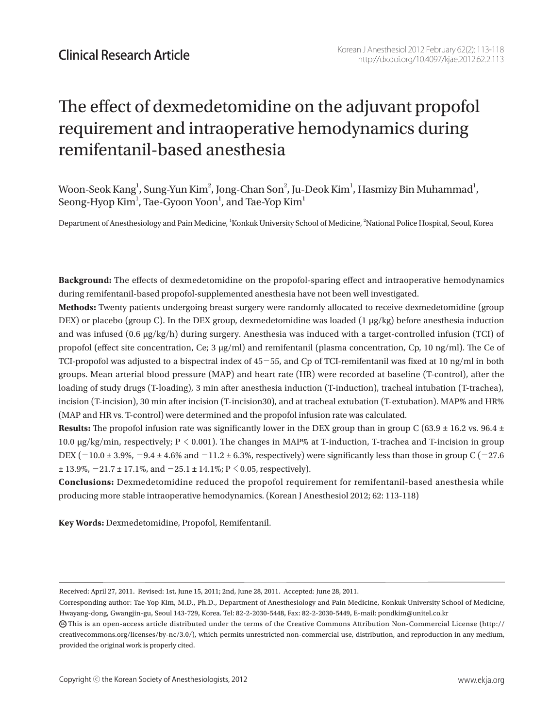Clinical Research Article

# The effect of dexmedetomidine on the adjuvant propofol requirement and intraoperative hemodynamics during remifentanil-based anesthesia

Woon-Seok Kang[1], Sung-Yun Kim[2], Jong-Chan Son[2], Ju-Deok Kim[1], Hasmizy Bin Muhammad[1], Seong-Hyop Kim[1], Tae-Gyoon Yoon[1], and Tae-Yop Kim[1]

Department of Anesthesiology and Pain Medicine, [1]Konkuk University School of Medicine, [2]National Police Hospital, Seoul, Korea

**Background:** The effects of dexmedetomidine on the propofol-sparing effect and intraoperative hemodynamics during remifentanil-based propofol-supplemented anesthesia have not been well investigated.

**Methods:** Twenty patients undergoing breast surgery were randomly allocated to receive dexmedetomidine (group DEX) or placebo (group C). In the DEX group, dexmedetomidine was loaded (1 μg/kg) before anesthesia induction and was infused (0.6 μg/kg/h) during surgery. Anesthesia was induced with a target-controlled infusion (TCI) of propofol (effect site concentration, Ce; 3 μg/ml) and remifentanil (plasma concentration, Cp, 10 ng/ml). The Ce of TCI-propofol was adjusted to a bispectral index of 45−55, and Cp of TCI-remifentanil was fixed at 10 ng/ml in both groups. Mean arterial blood pressure (MAP) and heart rate (HR) were recorded at baseline (T-control), after the loading of study drugs (T-loading), 3 min after anesthesia induction (T-induction), tracheal intubation (T-trachea), incision (T-incision), 30 min after incision (T-incision30), and at tracheal extubation (T-extubation). MAP% and HR% (MAP and HR vs. T-control) were determined and the propofol infusion rate was calculated.

**Results:** The propofol infusion rate was significantly lower in the DEX group than in group C (63.9 ± 16.2 vs. 96.4 ± 10.0 μg/kg/min, respectively; $P < 0.001$). The changes in MAP% at T-induction, T-trachea and T-incision in group DEX (−10.0 ± 3.9%, −9.4 ± 4.6% and −11.2 ± 6.3%, respectively) were significantly less than those in group C (−27.6 ± 13.9%, −21.7 ± 17.1%, and −25.1 ± 14.1%; $P < 0.05$, respectively).

**Conclusions:** Dexmedetomidine reduced the propofol requirement for remifentanil-based anesthesia while producing more stable intraoperative hemodynamics. (Korean J Anesthesiol 2012; 62: 113-118)

**Key Words:** Dexmedetomidine, Propofol, Remifentanil.

Received: April 27, 2011. Revised: 1st, June 15, 2011; 2nd, June 28, 2011. Accepted: June 28, 2011.

Corresponding author: Tae-Yop Kim, M.D., Ph.D., Department of Anesthesiology and Pain Medicine, Konkuk University School of Medicine, Hwayang-dong, Gwangjin-gu, Seoul 143-729, Korea. Tel: 82-2-2030-5448, Fax: 82-2-2030-5449, E-mail: pondkim@unitel.co.kr

This is an open-access article distributed under the terms of the Creative Commons Attribution Non-Commercial License (http://creativecommons.org/licenses/by-nc/3.0/), which permits unrestricted non-commercial use, distribution, and reproduction in any medium, provided the original work is properly cited.

Copyright © the Korean Society of Anesthesiologists, 2012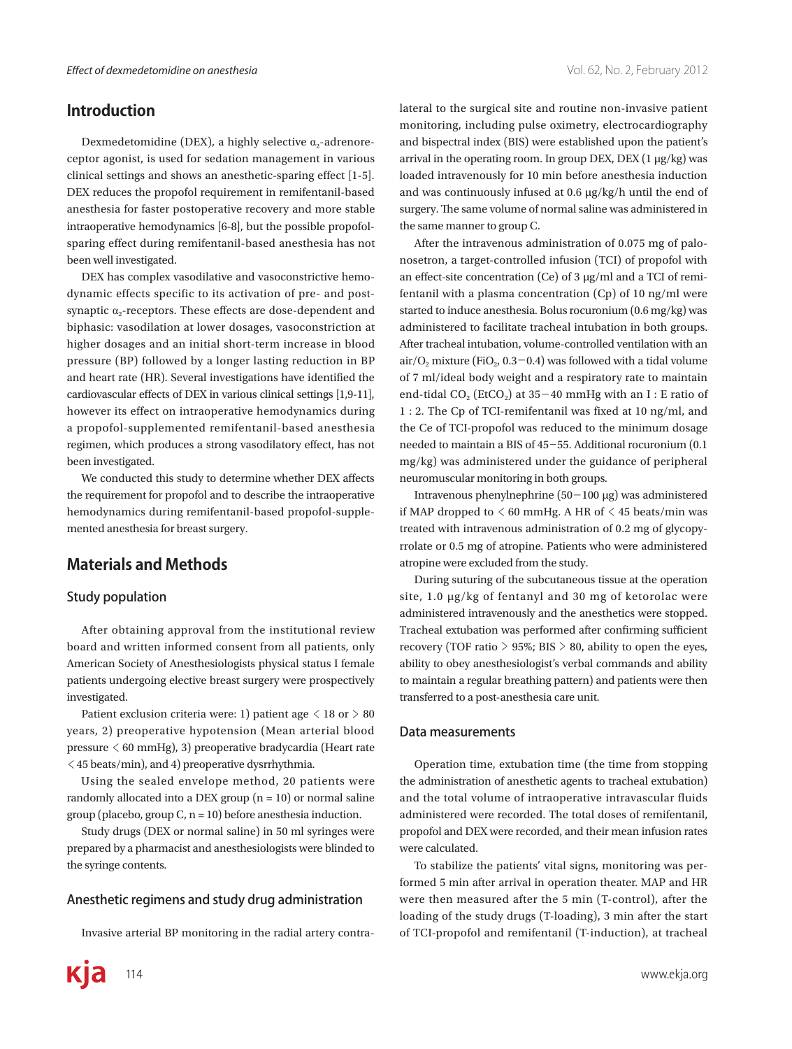## Introduction

Dexmedetomidine (DEX), a highly selective $\alpha_2$-adrenoreceptor agonist, is used for sedation management in various clinical settings and shows an anesthetic-sparing effect [1-5]. DEX reduces the propofol requirement in remifentanil-based anesthesia for faster postoperative recovery and more stable intraoperative hemodynamics [6-8], but the possible propofol-sparing effect during remifentanil-based anesthesia has not been well investigated.

DEX has complex vasodilative and vasoconstrictive hemodynamic effects specific to its activation of pre- and postsynaptic $\alpha_2$-receptors. These effects are dose-dependent and biphasic: vasodilation at lower dosages, vasoconstriction at higher dosages and an initial short-term increase in blood pressure (BP) followed by a longer lasting reduction in BP and heart rate (HR). Several investigations have identified the cardiovascular effects of DEX in various clinical settings [1,9-11], however its effect on intraoperative hemodynamics during a propofol-supplemented remifentanil-based anesthesia regimen, which produces a strong vasodilatory effect, has not been investigated.

We conducted this study to determine whether DEX affects the requirement for propofol and to describe the intraoperative hemodynamics during remifentanil-based propofol-supplemented anesthesia for breast surgery.

## Materials and Methods

### Study population

After obtaining approval from the institutional review board and written informed consent from all patients, only American Society of Anesthesiologists physical status I female patients undergoing elective breast surgery were prospectively investigated.

Patient exclusion criteria were: 1) patient age < 18 or > 80 years, 2) preoperative hypotension (Mean arterial blood pressure < 60 mmHg), 3) preoperative bradycardia (Heart rate < 45 beats/min), and 4) preoperative dysrrhythmia.

Using the sealed envelope method, 20 patients were randomly allocated into a DEX group (n = 10) or normal saline group (placebo, group C, n = 10) before anesthesia induction.

Study drugs (DEX or normal saline) in 50 ml syringes were prepared by a pharmacist and anesthesiologists were blinded to the syringe contents.

### Anesthetic regimens and study drug administration

Invasive arterial BP monitoring in the radial artery contralateral to the surgical site and routine non-invasive patient monitoring, including pulse oximetry, electrocardiography and bispectral index (BIS) were established upon the patient's arrival in the operating room. In group DEX, DEX (1 μg/kg) was loaded intravenously for 10 min before anesthesia induction and was continuously infused at 0.6 μg/kg/h until the end of surgery. The same volume of normal saline was administered in the same manner to group C.

After the intravenous administration of 0.075 mg of palonosetron, a target-controlled infusion (TCI) of propofol with an effect-site concentration (Ce) of 3 μg/ml and a TCI of remifentanil with a plasma concentration (Cp) of 10 ng/ml were started to induce anesthesia. Bolus rocuronium (0.6 mg/kg) was administered to facilitate tracheal intubation in both groups. After tracheal intubation, volume-controlled ventilation with an air/$O_2$ mixture ($FiO_2$, 0.3−0.4) was followed with a tidal volume of 7 ml/ideal body weight and a respiratory rate to maintain end-tidal $CO_2$ ($EtCO_2$) at 35−40 mmHg with an I : E ratio of 1 : 2. The Cp of TCI-remifentanil was fixed at 10 ng/ml, and the Ce of TCI-propofol was reduced to the minimum dosage needed to maintain a BIS of 45−55. Additional rocuronium (0.1 mg/kg) was administered under the guidance of peripheral neuromuscular monitoring in both groups.

Intravenous phenylnephrine (50−100 μg) was administered if MAP dropped to < 60 mmHg. A HR of < 45 beats/min was treated with intravenous administration of 0.2 mg of glycopyrrolate or 0.5 mg of atropine. Patients who were administered atropine were excluded from the study.

During suturing of the subcutaneous tissue at the operation site, 1.0 μg/kg of fentanyl and 30 mg of ketorolac were administered intravenously and the anesthetics were stopped. Tracheal extubation was performed after confirming sufficient recovery (TOF ratio > 95%; BIS > 80, ability to open the eyes, ability to obey anesthesiologist's verbal commands and ability to maintain a regular breathing pattern) and patients were then transferred to a post-anesthesia care unit.

### Data measurements

Operation time, extubation time (the time from stopping the administration of anesthetic agents to tracheal extubation) and the total volume of intraoperative intravascular fluids administered were recorded. The total doses of remifentanil, propofol and DEX were recorded, and their mean infusion rates were calculated.

To stabilize the patients' vital signs, monitoring was performed 5 min after arrival in operation theater. MAP and HR were then measured after the 5 min (T-control), after the loading of the study drugs (T-loading), 3 min after the start of TCI-propofol and remifentanil (T-induction), at tracheal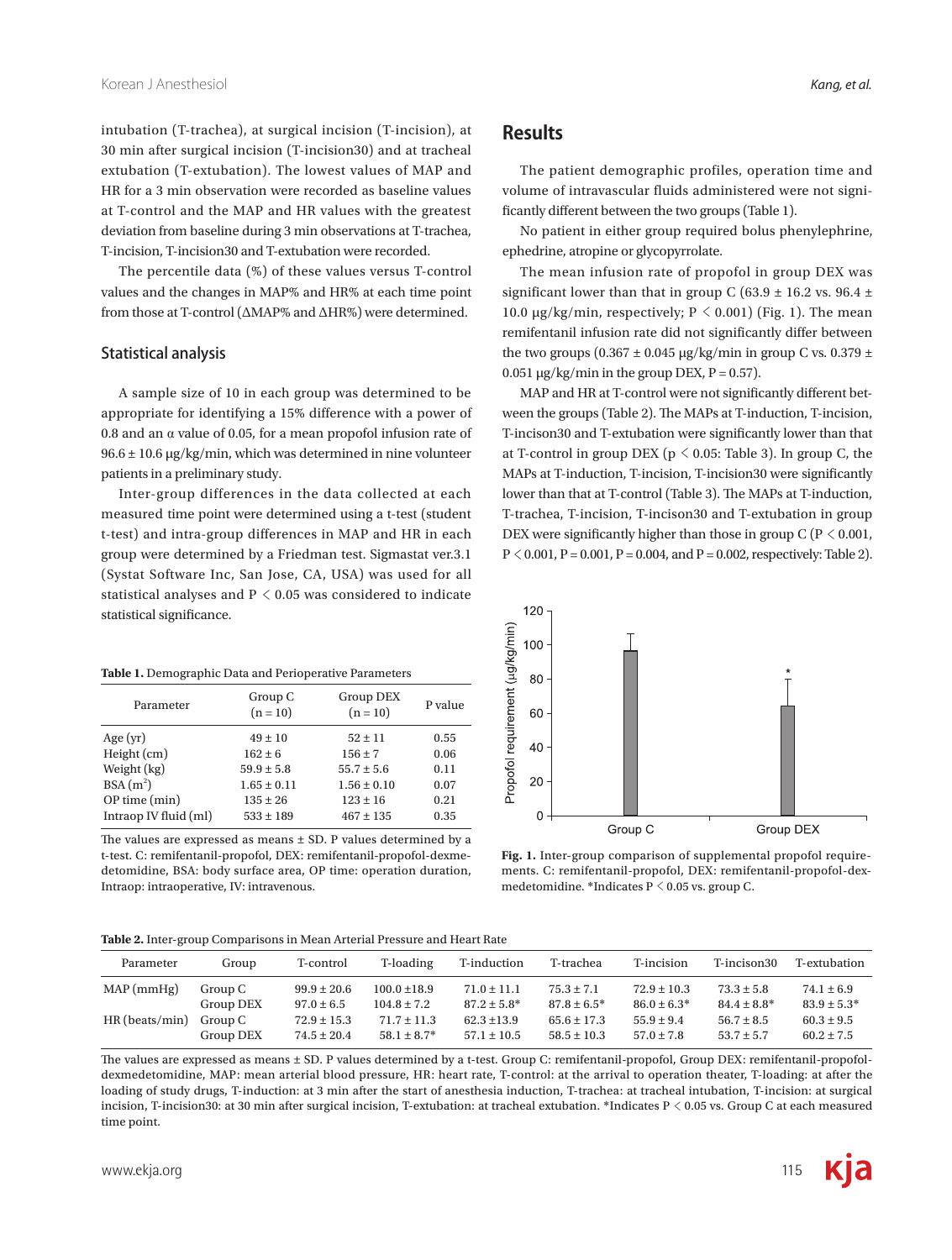intubation (T-trachea), at surgical incision (T-incision), at 30 min after surgical incision (T-incision30) and at tracheal extubation (T-extubation). The lowest values of MAP and HR for a 3 min observation were recorded as baseline values at T-control and the MAP and HR values with the greatest deviation from baseline during 3 min observations at T-trachea, T-incision, T-incision30 and T-extubation were recorded.

The percentile data (%) of these values versus T-control values and the changes in MAP% and HR% at each time point from those at T-control (ΔMAP% and ΔHR%) were determined.

### Statistical analysis

A sample size of 10 in each group was determined to be appropriate for identifying a 15% difference with a power of 0.8 and an α value of 0.05, for a mean propofol infusion rate of 96.6 ± 10.6 μg/kg/min, which was determined in nine volunteer patients in a preliminary study.

Inter-group differences in the data collected at each measured time point were determined using a t-test (student t-test) and intra-group differences in MAP and HR in each group were determined by a Friedman test. Sigmastat ver.3.1 (Systat Software Inc, San Jose, CA, USA) was used for all statistical analyses and $P < 0.05$ was considered to indicate statistical significance.

**Table 1.** Demographic Data and Perioperative Parameters

| Parameter | Group C (n = 10) | Group DEX (n = 10) | P value |
|---|---|---|---|
| Age (yr) | 49 ± 10 | 52 ± 11 | 0.55 |
| Height (cm) | 162 ± 6 | 156 ± 7 | 0.06 |
| Weight (kg) | 59.9 ± 5.8 | 55.7 ± 5.6 | 0.11 |
| BSA ($m^2$) | 1.65 ± 0.11 | 1.56 ± 0.10 | 0.07 |
| OP time (min) | 135 ± 26 | 123 ± 16 | 0.21 |
| Intraop IV fluid (ml) | 533 ± 189 | 467 ± 135 | 0.35 |

The values are expressed as means ± SD. P values determined by a t-test. C: remifentanil-propofol, DEX: remifentanil-propofol-dexmedetomidine, BSA: body surface area, OP time: operation duration, Intraop: intraoperative, IV: intravenous.

## Results

The patient demographic profiles, operation time and volume of intravascular fluids administered were not significantly different between the two groups (Table 1).

No patient in either group required bolus phenylephrine, ephedrine, atropine or glycopyrrolate.

The mean infusion rate of propofol in group DEX was significant lower than that in group C (63.9 ± 16.2 vs. 96.4 ± 10.0 μg/kg/min, respectively; $P < 0.001$) (Fig. 1). The mean remifentanil infusion rate did not significantly differ between the two groups (0.367 ± 0.045 μg/kg/min in group C vs. 0.379 ± 0.051 μg/kg/min in the group DEX, P = 0.57).

MAP and HR at T-control were not significantly different between the groups (Table 2). The MAPs at T-induction, T-incision, T-incison30 and T-extubation were significantly lower than that at T-control in group DEX ($p < 0.05$: Table 3). In group C, the MAPs at T-induction, T-incision, T-incision30 were significantly lower than that at T-control (Table 3). The MAPs at T-induction, T-trachea, T-incision, T-incison30 and T-extubation in group DEX were significantly higher than those in group C ($P < 0.001$, $P < 0.001$, P = 0.001, P = 0.004, and P = 0.002, respectively: Table 2).

Fig. 1. Inter-group comparison of supplemental propofol requirements. C: remifentanil-propofol, DEX: remifentanil-propofol-dexmedetomidine. *Indicates $P < 0.05$ vs. group C.

**Table 2.** Inter-group Comparisons in Mean Arterial Pressure and Heart Rate

| Parameter | Group | T-control | T-loading | T-induction | T-trachea | T-incision | T-incison30 | T-extubation |
|---|---|---|---|---|---|---|---|---|
| MAP (mmHg) | Group C | 99.9 ± 20.6 | 100.0 ±18.9 | 71.0 ± 11.1 | 75.3 ± 7.1 | 72.9 ± 10.3 | 73.3 ± 5.8 | 74.1 ± 6.9 |
| | Group DEX | 97.0 ± 6.5 | 104.8 ± 7.2 | 87.2 ± 5.8* | 87.8 ± 6.5* | 86.0 ± 6.3* | 84.4 ± 8.8* | 83.9 ± 5.3* |
| HR (beats/min) | Group C | 72.9 ± 15.3 | 71.7 ± 11.3 | 62.3 ±13.9 | 65.6 ± 17.3 | 55.9 ± 9.4 | 56.7 ± 8.5 | 60.3 ± 9.5 |
| | Group DEX | 74.5 ± 20.4 | 58.1 ± 8.7* | 57.1 ± 10.5 | 58.5 ± 10.3 | 57.0 ± 7.8 | 53.7 ± 5.7 | 60.2 ± 7.5 |

The values are expressed as means ± SD. P values determined by a t-test. Group C: remifentanil-propofol, Group DEX: remifentanil-propofol-dexmedetomidine, MAP: mean arterial blood pressure, HR: heart rate, T-control: at the arrival to operation theater, T-loading: at after the loading of study drugs, T-induction: at 3 min after the start of anesthesia induction, T-trachea: at tracheal intubation, T-incision: at surgical incision, T-incision30: at 30 min after surgical incision, T-extubation: at tracheal extubation. *Indicates $P < 0.05$ vs. Group C at each measured time point.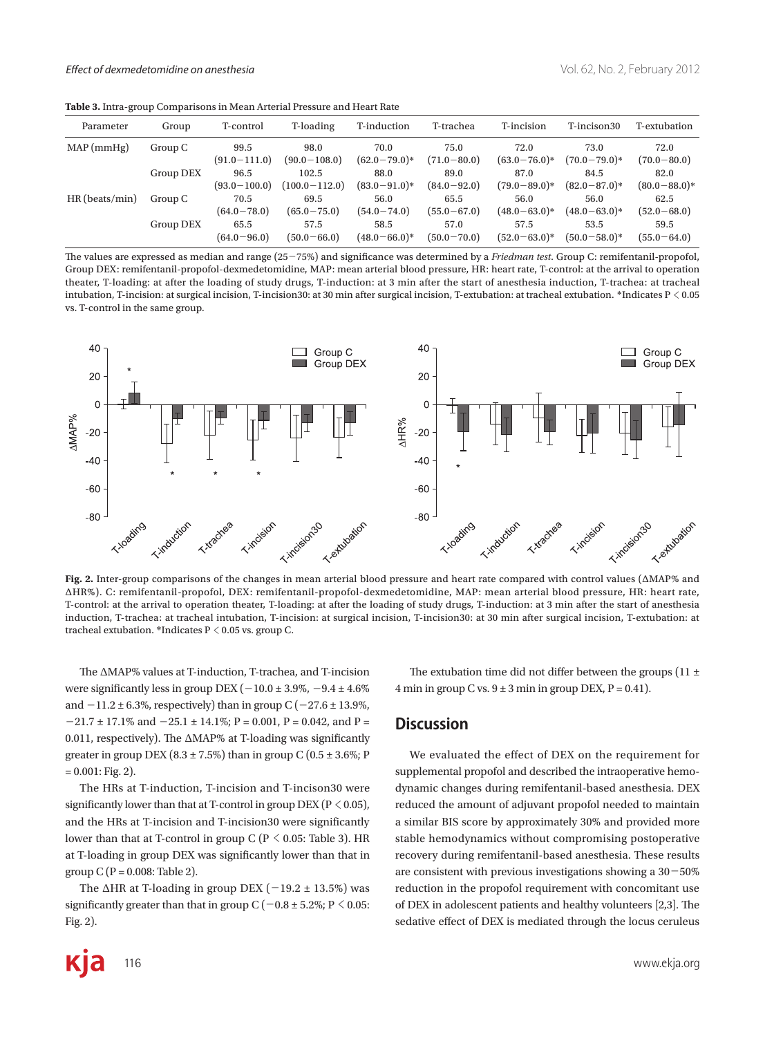**Table 3.** Intra-group Comparisons in Mean Arterial Pressure and Heart Rate

| Parameter | Group | T-control | T-loading | T-induction | T-trachea | T-incision | T-incison30 | T-extubation |
|---|---|---|---|---|---|---|---|---|
| MAP (mmHg) | Group C | 99.5 (91.0−111.0) | 98.0 (90.0−108.0) | 70.0 (62.0−79.0)* | 75.0 (71.0−80.0) | 72.0 (63.0−76.0)* | 73.0 (70.0−79.0)* | 72.0 (70.0−80.0) |
| | Group DEX | 96.5 (93.0−100.0) | 102.5 (100.0−112.0) | 88.0 (83.0−91.0)* | 89.0 (84.0−92.0) | 87.0 (79.0−89.0)* | 84.5 (82.0−87.0)* | 82.0 (80.0−88.0)* |
| HR (beats/min) | Group C | 70.5 (64.0−78.0) | 69.5 (65.0−75.0) | 56.0 (54.0−74.0) | 65.5 (55.0−67.0) | 56.0 (48.0−63.0)* | 56.0 (48.0−63.0)* | 62.5 (52.0−68.0) |
| | Group DEX | 65.5 (64.0−96.0) | 57.5 (50.0−66.0) | 58.5 (48.0−66.0)* | 57.0 (50.0−70.0) | 57.5 (52.0−63.0)* | 53.5 (50.0−58.0)* | 59.5 (55.0−64.0) |

The values are expressed as median and range (25−75%) and significance was determined by a *Friedman test*. Group C: remifentanil-propofol, Group DEX: remifentanil-propofol-dexmedetomidine, MAP: mean arterial blood pressure, HR: heart rate, T-control: at the arrival to operation theater, T-loading: at after the loading of study drugs, T-induction: at 3 min after the start of anesthesia induction, T-trachea: at tracheal intubation, T-incision: at surgical incision, T-incision30: at 30 min after surgical incision, T-extubation: at tracheal extubation. *Indicates P < 0.05 vs. T-control in the same group.

**Fig. 2.** Inter-group comparisons of the changes in mean arterial blood pressure and heart rate compared with control values (ΔMAP% and ΔHR%). C: remifentanil-propofol, DEX: remifentanil-propofol-dexmedetomidine, MAP: mean arterial blood pressure, HR: heart rate, T-control: at the arrival to operation theater, T-loading: at after the loading of study drugs, T-induction: at 3 min after the start of anesthesia induction, T-trachea: at tracheal intubation, T-incision: at surgical incision, T-incision30: at 30 min after surgical incision, T-extubation: at tracheal extubation. *Indicates P < 0.05 vs. group C.

The ΔMAP% values at T-induction, T-trachea, and T-incision were significantly less in group DEX (−10.0 ± 3.9%, −9.4 ± 4.6% and −11.2 ± 6.3%, respectively) than in group C (−27.6 ± 13.9%, −21.7 ± 17.1% and −25.1 ± 14.1%; P = 0.001, P = 0.042, and P = 0.011, respectively). The ΔMAP% at T-loading was significantly greater in group DEX (8.3 ± 7.5%) than in group C (0.5 ± 3.6%; P = 0.001: Fig. 2).

The HRs at T-induction, T-incision and T-incison30 were significantly lower than that at T-control in group DEX (P < 0.05), and the HRs at T-incision and T-incision30 were significantly lower than that at T-control in group C (P < 0.05: Table 3). HR at T-loading in group DEX was significantly lower than that in group C (P = 0.008: Table 2).

The ΔHR at T-loading in group DEX (−19.2 ± 13.5%) was significantly greater than that in group C (−0.8 ± 5.2%; P < 0.05: Fig. 2).

The extubation time did not differ between the groups (11 ± 4 min in group C vs. 9 ± 3 min in group DEX, P = 0.41).

## Discussion

We evaluated the effect of DEX on the requirement for supplemental propofol and described the intraoperative hemodynamic changes during remifentanil-based anesthesia. DEX reduced the amount of adjuvant propofol needed to maintain a similar BIS score by approximately 30% and provided more stable hemodynamics without compromising postoperative recovery during remifentanil-based anesthesia. These results are consistent with previous investigations showing a 30−50% reduction in the propofol requirement with concomitant use of DEX in adolescent patients and healthy volunteers [2,3]. The sedative effect of DEX is mediated through the locus ceruleus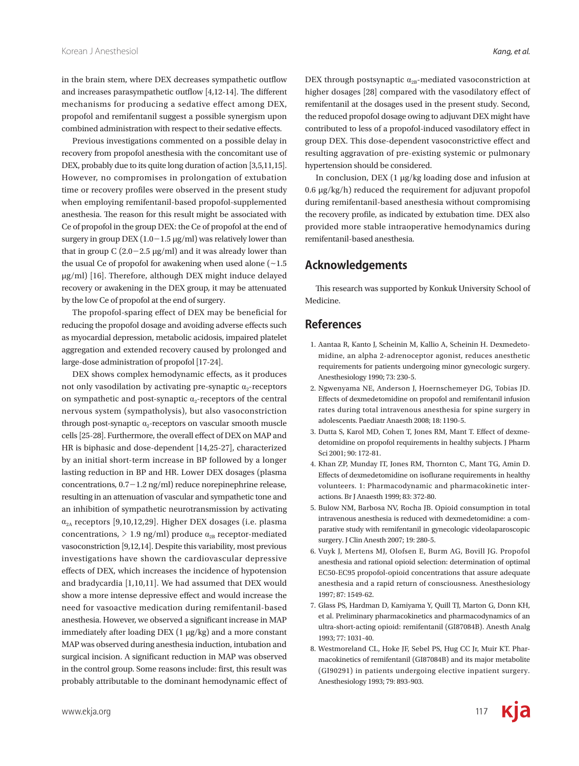in the brain stem, where DEX decreases sympathetic outflow and increases parasympathetic outflow [4,12-14]. The different mechanisms for producing a sedative effect among DEX, propofol and remifentanil suggest a possible synergism upon combined administration with respect to their sedative effects.

Previous investigations commented on a possible delay in recovery from propofol anesthesia with the concomitant use of DEX, probably due to its quite long duration of action [3,5,11,15]. However, no compromises in prolongation of extubation time or recovery profiles were observed in the present study when employing remifentanil-based propofol-supplemented anesthesia. The reason for this result might be associated with Ce of propofol in the group DEX: the Ce of propofol at the end of surgery in group DEX (1.0−1.5 μg/ml) was relatively lower than that in group C (2.0−2.5 μg/ml) and it was already lower than the usual Ce of propofol for awakening when used alone (~1.5 μg/ml) [16]. Therefore, although DEX might induce delayed recovery or awakening in the DEX group, it may be attenuated by the low Ce of propofol at the end of surgery.

The propofol-sparing effect of DEX may be beneficial for reducing the propofol dosage and avoiding adverse effects such as myocardial depression, metabolic acidosis, impaired platelet aggregation and extended recovery caused by prolonged and large-dose administration of propofol [17-24].

DEX shows complex hemodynamic effects, as it produces not only vasodilation by activating pre-synaptic $\alpha_2$-receptors on sympathetic and post-synaptic $\alpha_2$-receptors of the central nervous system (sympatholysis), but also vasoconstriction through post-synaptic $\alpha_2$-receptors on vascular smooth muscle cells [25-28]. Furthermore, the overall effect of DEX on MAP and HR is biphasic and dose-dependent [14,25-27], characterized by an initial short-term increase in BP followed by a longer lasting reduction in BP and HR. Lower DEX dosages (plasma concentrations, 0.7−1.2 ng/ml) reduce norepinephrine release, resulting in an attenuation of vascular and sympathetic tone and an inhibition of sympathetic neurotransmission by activating $\alpha_{2A}$ receptors [9,10,12,29]. Higher DEX dosages (i.e. plasma concentrations, > 1.9 ng/ml) produce $\alpha_{2B}$ receptor-mediated vasoconstriction [9,12,14]. Despite this variability, most previous investigations have shown the cardiovascular depressive effects of DEX, which increases the incidence of hypotension and bradycardia [1,10,11]. We had assumed that DEX would show a more intense depressive effect and would increase the need for vasoactive medication during remifentanil-based anesthesia. However, we observed a significant increase in MAP immediately after loading DEX (1 μg/kg) and a more constant MAP was observed during anesthesia induction, intubation and surgical incision. A significant reduction in MAP was observed in the control group. Some reasons include: first, this result was probably attributable to the dominant hemodynamic effect of DEX through postsynaptic $\alpha_{2B}$-mediated vasoconstriction at higher dosages [28] compared with the vasodilatory effect of remifentanil at the dosages used in the present study. Second, the reduced propofol dosage owing to adjuvant DEX might have contributed to less of a propofol-induced vasodilatory effect in group DEX. This dose-dependent vasoconstrictive effect and resulting aggravation of pre-existing systemic or pulmonary hypertension should be considered.

In conclusion, DEX (1 μg/kg loading dose and infusion at 0.6 μg/kg/h) reduced the requirement for adjuvant propofol during remifentanil-based anesthesia without compromising the recovery profile, as indicated by extubation time. DEX also provided more stable intraoperative hemodynamics during remifentanil-based anesthesia.

## Acknowledgements

This research was supported by Konkuk University School of Medicine.

## References

1. Aantaa R, Kanto J, Scheinin M, Kallio A, Scheinin H. Dexmedetomidine, an alpha 2-adrenoceptor agonist, reduces anesthetic requirements for patients undergoing minor gynecologic surgery. Anesthesiology 1990; 73: 230-5.
2. Ngwenyama NE, Anderson J, Hoernschemeyer DG, Tobias JD. Effects of dexmedetomidine on propofol and remifentanil infusion rates during total intravenous anesthesia for spine surgery in adolescents. Paediatr Anaesth 2008; 18: 1190-5.
3. Dutta S, Karol MD, Cohen T, Jones RM, Mant T. Effect of dexmedetomidine on propofol requirements in healthy subjects. J Pharm Sci 2001; 90: 172-81.
4. Khan ZP, Munday IT, Jones RM, Thornton C, Mant TG, Amin D. Effects of dexmedetomidine on isoflurane requirements in healthy volunteers. 1: Pharmacodynamic and pharmacokinetic interactions. Br J Anaesth 1999; 83: 372-80.
5. Bulow NM, Barbosa NV, Rocha JB. Opioid consumption in total intravenous anesthesia is reduced with dexmedetomidine: a comparative study with remifentanil in gynecologic videolaparoscopic surgery. J Clin Anesth 2007; 19: 280-5.
6. Vuyk J, Mertens MJ, Olofsen E, Burm AG, Bovill JG. Propofol anesthesia and rational opioid selection: determination of optimal EC50-EC95 propofol-opioid concentrations that assure adequate anesthesia and a rapid return of consciousness. Anesthesiology 1997; 87: 1549-62.
7. Glass PS, Hardman D, Kamiyama Y, Quill TJ, Marton G, Donn KH, et al. Preliminary pharmacokinetics and pharmacodynamics of an ultra-short-acting opioid: remifentanil (GI87084B). Anesth Analg 1993; 77: 1031-40.
8. Westmoreland CL, Hoke JF, Sebel PS, Hug CC Jr, Muir KT. Pharmacokinetics of remifentanil (GI87084B) and its major metabolite (GI90291) in patients undergoing elective inpatient surgery. Anesthesiology 1993; 79: 893-903.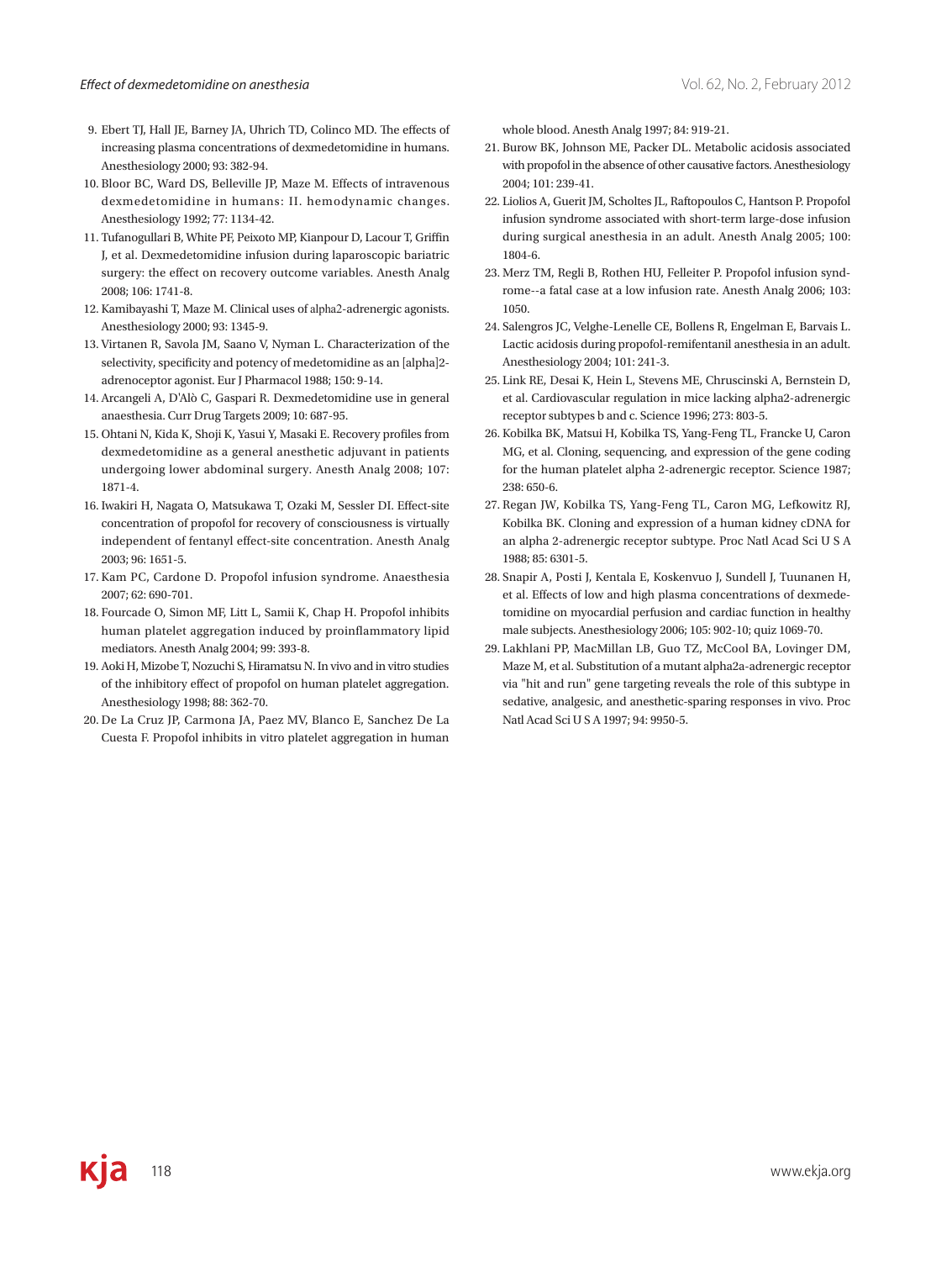9. Ebert TJ, Hall JE, Barney JA, Uhrich TD, Colinco MD. The effects of increasing plasma concentrations of dexmedetomidine in humans. Anesthesiology 2000; 93: 382-94.
10. Bloor BC, Ward DS, Belleville JP, Maze M. Effects of intravenous dexmedetomidine in humans: II. hemodynamic changes. Anesthesiology 1992; 77: 1134-42.
11. Tufanogullari B, White PF, Peixoto MP, Kianpour D, Lacour T, Griffin J, et al. Dexmedetomidine infusion during laparoscopic bariatric surgery: the effect on recovery outcome variables. Anesth Analg 2008; 106: 1741-8.
12. Kamibayashi T, Maze M. Clinical uses of alpha2-adrenergic agonists. Anesthesiology 2000; 93: 1345-9.
13. Virtanen R, Savola JM, Saano V, Nyman L. Characterization of the selectivity, specificity and potency of medetomidine as an [alpha]2-adrenoceptor agonist. Eur J Pharmacol 1988; 150: 9-14.
14. Arcangeli A, D'Alò C, Gaspari R. Dexmedetomidine use in general anaesthesia. Curr Drug Targets 2009; 10: 687-95.
15. Ohtani N, Kida K, Shoji K, Yasui Y, Masaki E. Recovery profiles from dexmedetomidine as a general anesthetic adjuvant in patients undergoing lower abdominal surgery. Anesth Analg 2008; 107: 1871-4.
16. Iwakiri H, Nagata O, Matsukawa T, Ozaki M, Sessler DI. Effect-site concentration of propofol for recovery of consciousness is virtually independent of fentanyl effect-site concentration. Anesth Analg 2003; 96: 1651-5.
17. Kam PC, Cardone D. Propofol infusion syndrome. Anaesthesia 2007; 62: 690-701.
18. Fourcade O, Simon MF, Litt L, Samii K, Chap H. Propofol inhibits human platelet aggregation induced by proinflammatory lipid mediators. Anesth Analg 2004; 99: 393-8.
19. Aoki H, Mizobe T, Nozuchi S, Hiramatsu N. In vivo and in vitro studies of the inhibitory effect of propofol on human platelet aggregation. Anesthesiology 1998; 88: 362-70.
20. De La Cruz JP, Carmona JA, Paez MV, Blanco E, Sanchez De La Cuesta F. Propofol inhibits in vitro platelet aggregation in human whole blood. Anesth Analg 1997; 84: 919-21.
21. Burow BK, Johnson ME, Packer DL. Metabolic acidosis associated with propofol in the absence of other causative factors. Anesthesiology 2004; 101: 239-41.
22. Liolios A, Guerit JM, Scholtes JL, Raftopoulos C, Hantson P. Propofol infusion syndrome associated with short-term large-dose infusion during surgical anesthesia in an adult. Anesth Analg 2005; 100: 1804-6.
23. Merz TM, Regli B, Rothen HU, Felleiter P. Propofol infusion syndrome--a fatal case at a low infusion rate. Anesth Analg 2006; 103: 1050.
24. Salengros JC, Velghe-Lenelle CE, Bollens R, Engelman E, Barvais L. Lactic acidosis during propofol-remifentanil anesthesia in an adult. Anesthesiology 2004; 101: 241-3.
25. Link RE, Desai K, Hein L, Stevens ME, Chruscinski A, Bernstein D, et al. Cardiovascular regulation in mice lacking alpha2-adrenergic receptor subtypes b and c. Science 1996; 273: 803-5.
26. Kobilka BK, Matsui H, Kobilka TS, Yang-Feng TL, Francke U, Caron MG, et al. Cloning, sequencing, and expression of the gene coding for the human platelet alpha 2-adrenergic receptor. Science 1987; 238: 650-6.
27. Regan JW, Kobilka TS, Yang-Feng TL, Caron MG, Lefkowitz RJ, Kobilka BK. Cloning and expression of a human kidney cDNA for an alpha 2-adrenergic receptor subtype. Proc Natl Acad Sci U S A 1988; 85: 6301-5.
28. Snapir A, Posti J, Kentala E, Koskenvuo J, Sundell J, Tuunanen H, et al. Effects of low and high plasma concentrations of dexmedetomidine on myocardial perfusion and cardiac function in healthy male subjects. Anesthesiology 2006; 105: 902-10; quiz 1069-70.
29. Lakhlani PP, MacMillan LB, Guo TZ, McCool BA, Lovinger DM, Maze M, et al. Substitution of a mutant alpha2a-adrenergic receptor via "hit and run" gene targeting reveals the role of this subtype in sedative, analgesic, and anesthetic-sparing responses in vivo. Proc Natl Acad Sci U S A 1997; 94: 9950-5.